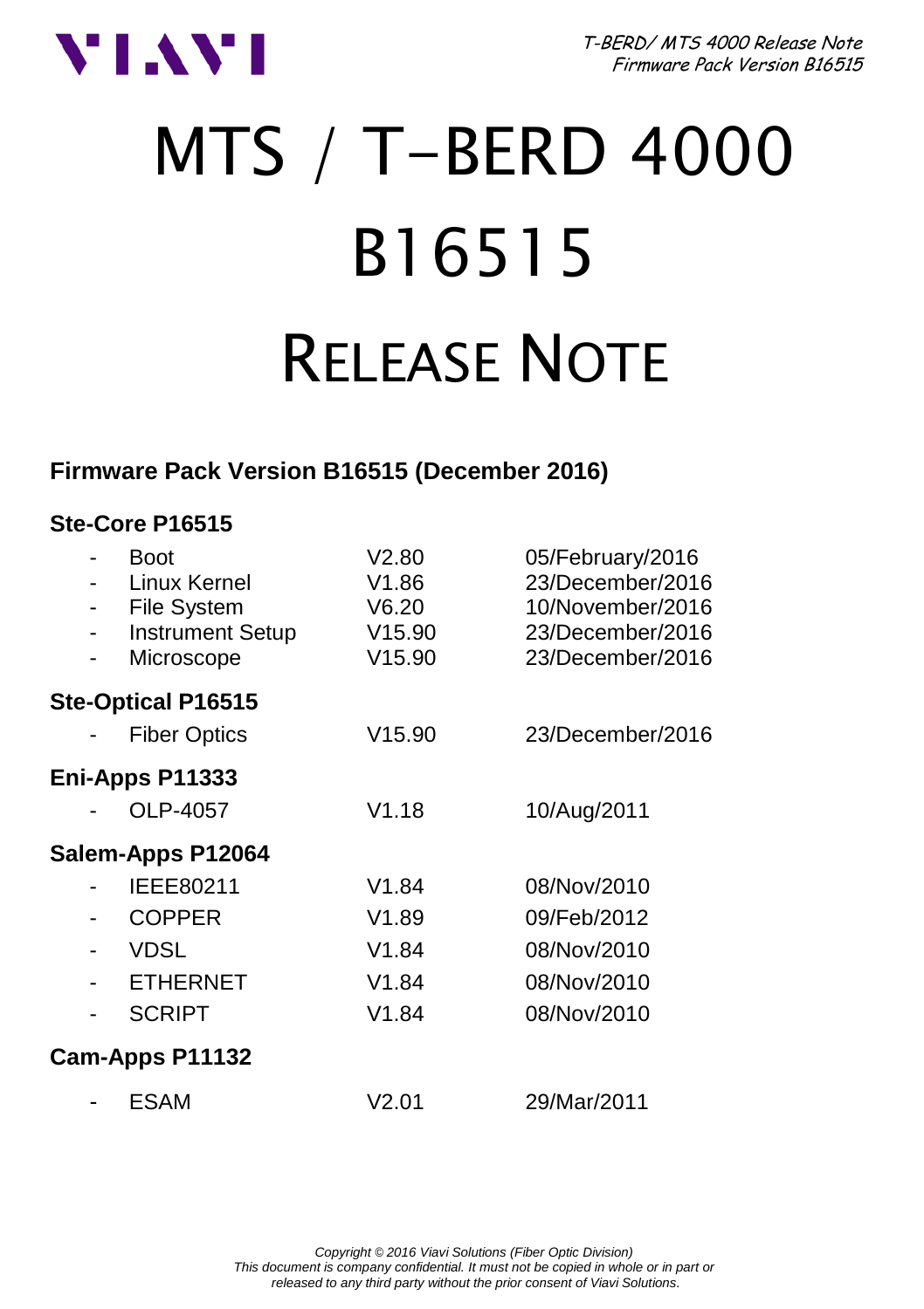# MTS / T-BERD 4000 B16515 RELEASE NOTE

## Firmware Pack Version B16515 (December 2016)

### Ste-Core P16515

| | | | |
|---|---|---|---|
| - | Boot | V2.80 | 05/February/2016 |
| - | Linux Kernel | V1.86 | 23/December/2016 |
| - | File System | V6.20 | 10/November/2016 |
| - | Instrument Setup | V15.90 | 23/December/2016 |
| - | Microscope | V15.90 | 23/December/2016 |

### Ste-Optical P16515

| | | | |
|---|---|---|---|
| - | Fiber Optics | V15.90 | 23/December/2016 |

### Eni-Apps P11333

| | | | |
|---|---|---|---|
| - | OLP-4057 | V1.18 | 10/Aug/2011 |

### Salem-Apps P12064

| | | | |
|---|---|---|---|
| - | IEEE80211 | V1.84 | 08/Nov/2010 |
| - | COPPER | V1.89 | 09/Feb/2012 |
| - | VDSL | V1.84 | 08/Nov/2010 |
| - | ETHERNET | V1.84 | 08/Nov/2010 |
| - | SCRIPT | V1.84 | 08/Nov/2010 |

### Cam-Apps P11132

| | | | |
|---|---|---|---|
| - | ESAM | V2.01 | 29/Mar/2011 |

*Copyright © 2016 Viavi Solutions (Fiber Optic Division)*
*This document is company confidential. It must not be copied in whole or in part or released to any third party without the prior consent of Viavi Solutions.*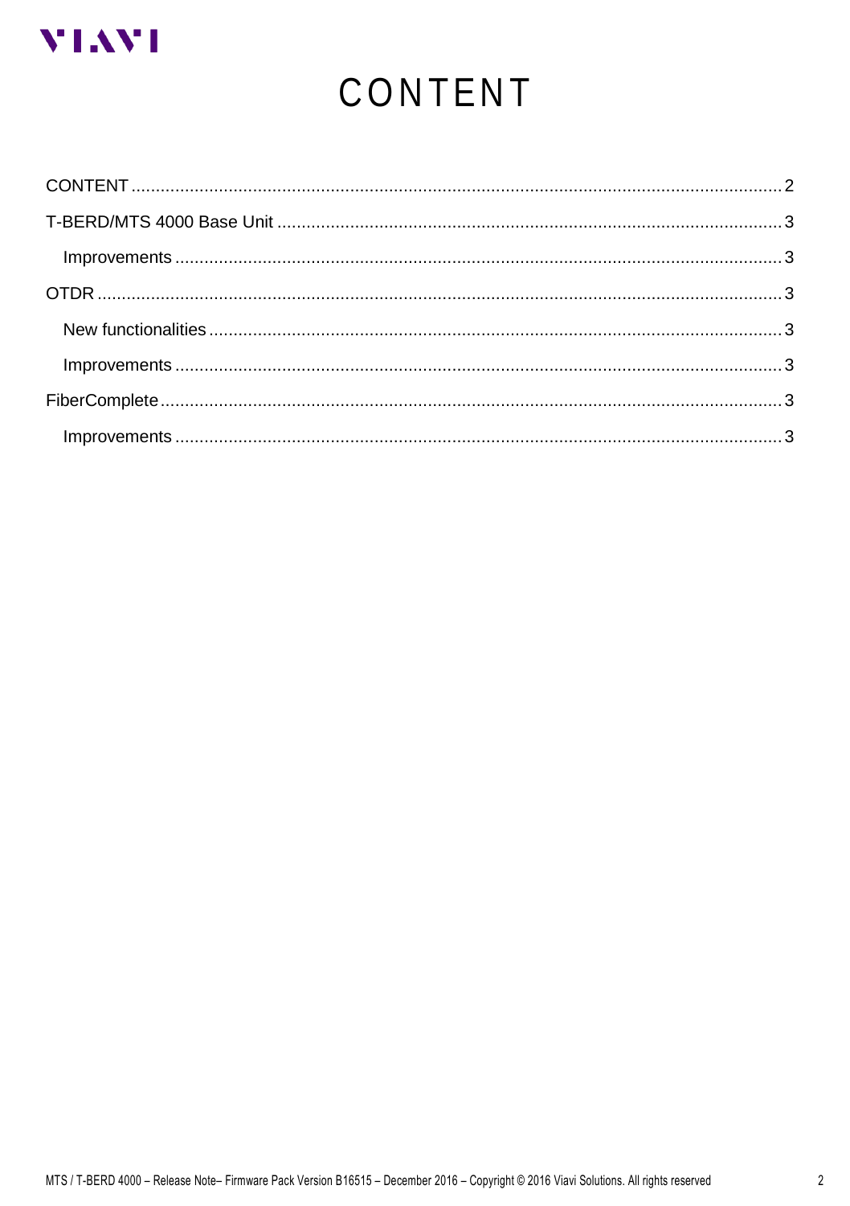# CONTENT

CONTENT ........................................................................................................................ 2

T-BERD/MTS 4000 Base Unit ....................................................................................... 3

  Improvements ........................................................................................................... 3

OTDR ............................................................................................................................ 3

  New functionalities .................................................................................................... 3

  Improvements ........................................................................................................... 3

FiberComplete ............................................................................................................. 3

  Improvements ........................................................................................................... 3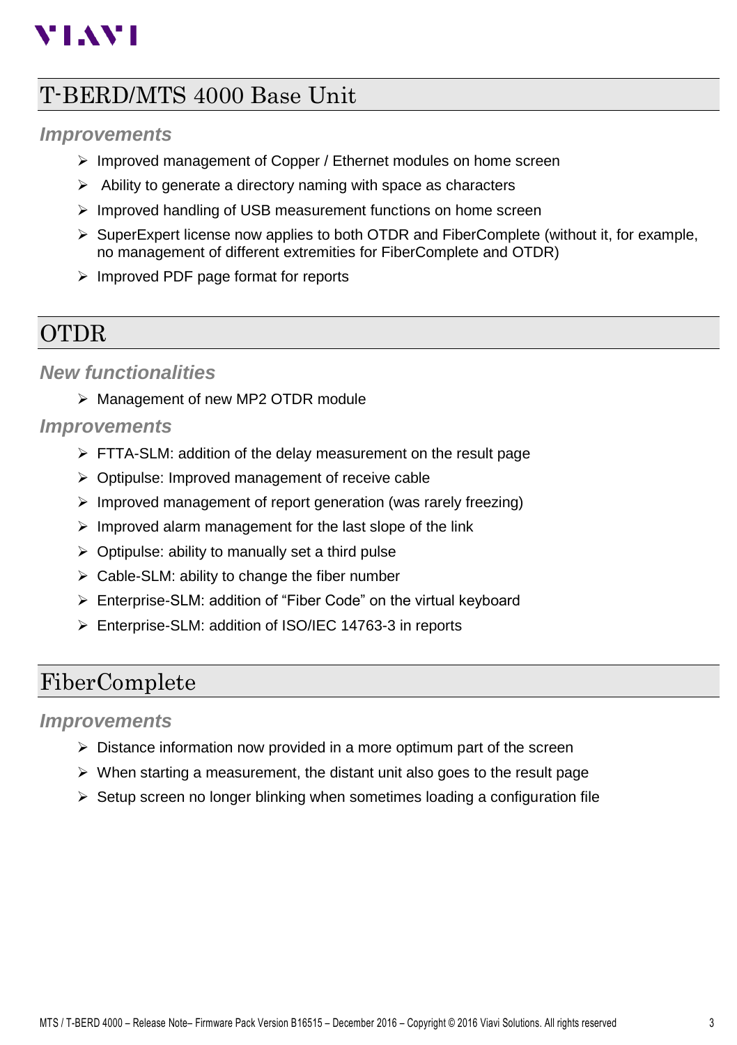## T-BERD/MTS 4000 Base Unit

### Improvements

- Improved management of Copper / Ethernet modules on home screen
- Ability to generate a directory naming with space as characters
- Improved handling of USB measurement functions on home screen
- SuperExpert license now applies to both OTDR and FiberComplete (without it, for example, no management of different extremities for FiberComplete and OTDR)
- Improved PDF page format for reports

## OTDR

### New functionalities

- Management of new MP2 OTDR module

### Improvements

- FTTA-SLM: addition of the delay measurement on the result page
- Optipulse: Improved management of receive cable
- Improved management of report generation (was rarely freezing)
- Improved alarm management for the last slope of the link
- Optipulse: ability to manually set a third pulse
- Cable-SLM: ability to change the fiber number
- Enterprise-SLM: addition of “Fiber Code” on the virtual keyboard
- Enterprise-SLM: addition of ISO/IEC 14763-3 in reports

## FiberComplete

### Improvements

- Distance information now provided in a more optimum part of the screen
- When starting a measurement, the distant unit also goes to the result page
- Setup screen no longer blinking when sometimes loading a configuration file